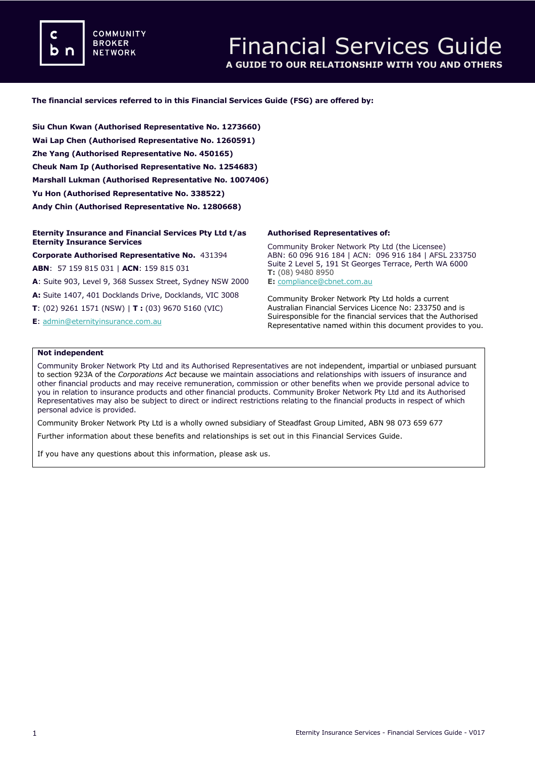COMMUNITY BROKER NETWORK

# Financial Services Guide

**A GUIDE TO OUR RELATIONSHIP WITH YOU AND OTHERS**

**The financial services referred to in this Financial Services Guide (FSG) are offered by:**

**Siu Chun Kwan (Authorised Representative No. 1273660)**
**Wai Lap Chen (Authorised Representative No. 1260591)**
**Zhe Yang (Authorised Representative No. 450165)**
**Cheuk Nam Ip (Authorised Representative No. 1254683)**
**Marshall Lukman (Authorised Representative No. 1007406)**
**Yu Hon (Authorised Representative No. 338522)**
**Andy Chin (Authorised Representative No. 1280668)**

**Eternity Insurance and Financial Services Pty Ltd t/as Eternity Insurance Services**

**Corporate Authorised Representative No.** 431394

**ABN**: 57 159 815 031 | **ACN**: 159 815 031

**A**: Suite 903, Level 9, 368 Sussex Street, Sydney NSW 2000

**A:** Suite 1407, 401 Docklands Drive, Docklands, VIC 3008

**T**: (02) 9261 1571 (NSW) | **T :** (03) 9670 5160 (VIC)

**E**: admin@eternityinsurance.com.au

**Authorised Representatives of:**

Community Broker Network Pty Ltd (the Licensee)
ABN: 60 096 916 184 | ACN: 096 916 184 | AFSL 233750
Suite 2 Level 5, 191 St Georges Terrace, Perth WA 6000
**T:** (08) 9480 8950
**E:** compliance@cbnet.com.au

Community Broker Network Pty Ltd holds a current Australian Financial Services Licence No: 233750 and is Suiresponsible for the financial services that the Authorised Representative named within this document provides to you.

**Not independent**

Community Broker Network Pty Ltd and its Authorised Representatives are not independent, impartial or unbiased pursuant to section 923A of the *Corporations Act* because we maintain associations and relationships with issuers of insurance and other financial products and may receive remuneration, commission or other benefits when we provide personal advice to you in relation to insurance products and other financial products. Community Broker Network Pty Ltd and its Authorised Representatives may also be subject to direct or indirect restrictions relating to the financial products in respect of which personal advice is provided.

Community Broker Network Pty Ltd is a wholly owned subsidiary of Steadfast Group Limited, ABN 98 073 659 677

Further information about these benefits and relationships is set out in this Financial Services Guide.

If you have any questions about this information, please ask us.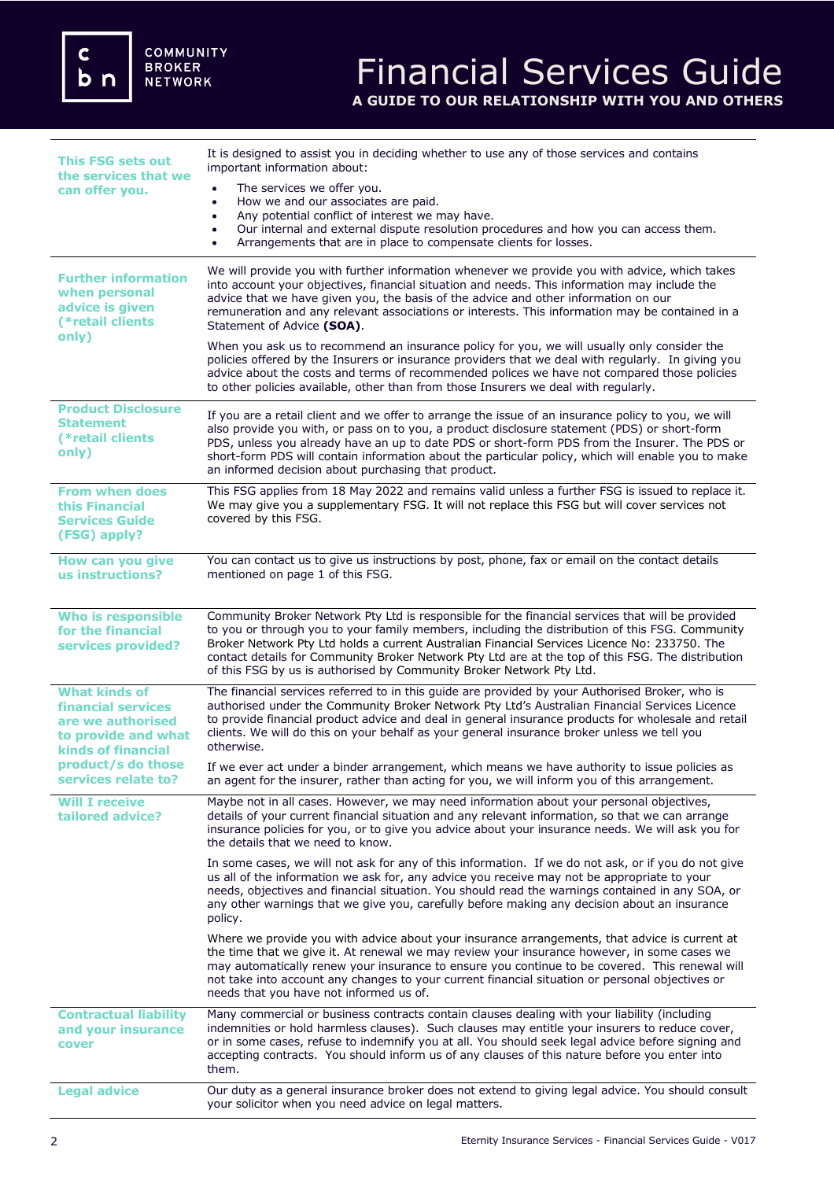# Financial Services Guide

**A GUIDE TO OUR RELATIONSHIP WITH YOU AND OTHERS**

### This FSG sets out the services that we can offer you.

It is designed to assist you in deciding whether to use any of those services and contains important information about:

- The services we offer you.
- How we and our associates are paid.
- Any potential conflict of interest we may have.
- Our internal and external dispute resolution procedures and how you can access them.
- Arrangements that are in place to compensate clients for losses.

### Further information when personal advice is given (*retail clients only)

We will provide you with further information whenever we provide you with advice, which takes into account your objectives, financial situation and needs. This information may include the advice that we have given you, the basis of the advice and other information on our remuneration and any relevant associations or interests. This information may be contained in a Statement of Advice **(SOA)**.

When you ask us to recommend an insurance policy for you, we will usually only consider the policies offered by the Insurers or insurance providers that we deal with regularly. In giving you advice about the costs and terms of recommended polices we have not compared those policies to other policies available, other than from those Insurers we deal with regularly.

### Product Disclosure Statement (*retail clients only)

If you are a retail client and we offer to arrange the issue of an insurance policy to you, we will also provide you with, or pass on to you, a product disclosure statement (PDS) or short-form PDS, unless you already have an up to date PDS or short-form PDS from the Insurer. The PDS or short-form PDS will contain information about the particular policy, which will enable you to make an informed decision about purchasing that product.

### From when does this Financial Services Guide (FSG) apply?

This FSG applies from 18 May 2022 and remains valid unless a further FSG is issued to replace it. We may give you a supplementary FSG. It will not replace this FSG but will cover services not covered by this FSG.

### How can you give us instructions?

You can contact us to give us instructions by post, phone, fax or email on the contact details mentioned on page 1 of this FSG.

### Who is responsible for the financial services provided?

Community Broker Network Pty Ltd is responsible for the financial services that will be provided to you or through you to your family members, including the distribution of this FSG. Community Broker Network Pty Ltd holds a current Australian Financial Services Licence No: 233750. The contact details for Community Broker Network Pty Ltd are at the top of this FSG. The distribution of this FSG by us is authorised by Community Broker Network Pty Ltd.

### What kinds of financial services are we authorised to provide and what kinds of financial product/s do those services relate to?

The financial services referred to in this guide are provided by your Authorised Broker, who is authorised under the Community Broker Network Pty Ltd's Australian Financial Services Licence to provide financial product advice and deal in general insurance products for wholesale and retail clients. We will do this on your behalf as your general insurance broker unless we tell you otherwise.

If we ever act under a binder arrangement, which means we have authority to issue policies as an agent for the insurer, rather than acting for you, we will inform you of this arrangement.

### Will I receive tailored advice?

Maybe not in all cases. However, we may need information about your personal objectives, details of your current financial situation and any relevant information, so that we can arrange insurance policies for you, or to give you advice about your insurance needs. We will ask you for the details that we need to know.

In some cases, we will not ask for any of this information. If we do not ask, or if you do not give us all of the information we ask for, any advice you receive may not be appropriate to your needs, objectives and financial situation. You should read the warnings contained in any SOA, or any other warnings that we give you, carefully before making any decision about an insurance policy.

Where we provide you with advice about your insurance arrangements, that advice is current at the time that we give it. At renewal we may review your insurance however, in some cases we may automatically renew your insurance to ensure you continue to be covered. This renewal will not take into account any changes to your current financial situation or personal objectives or needs that you have not informed us of.

### Contractual liability and your insurance cover

Many commercial or business contracts contain clauses dealing with your liability (including indemnities or hold harmless clauses). Such clauses may entitle your insurers to reduce cover, or in some cases, refuse to indemnify you at all. You should seek legal advice before signing and accepting contracts. You should inform us of any clauses of this nature before you enter into them.

### Legal advice

Our duty as a general insurance broker does not extend to giving legal advice. You should consult your solicitor when you need advice on legal matters.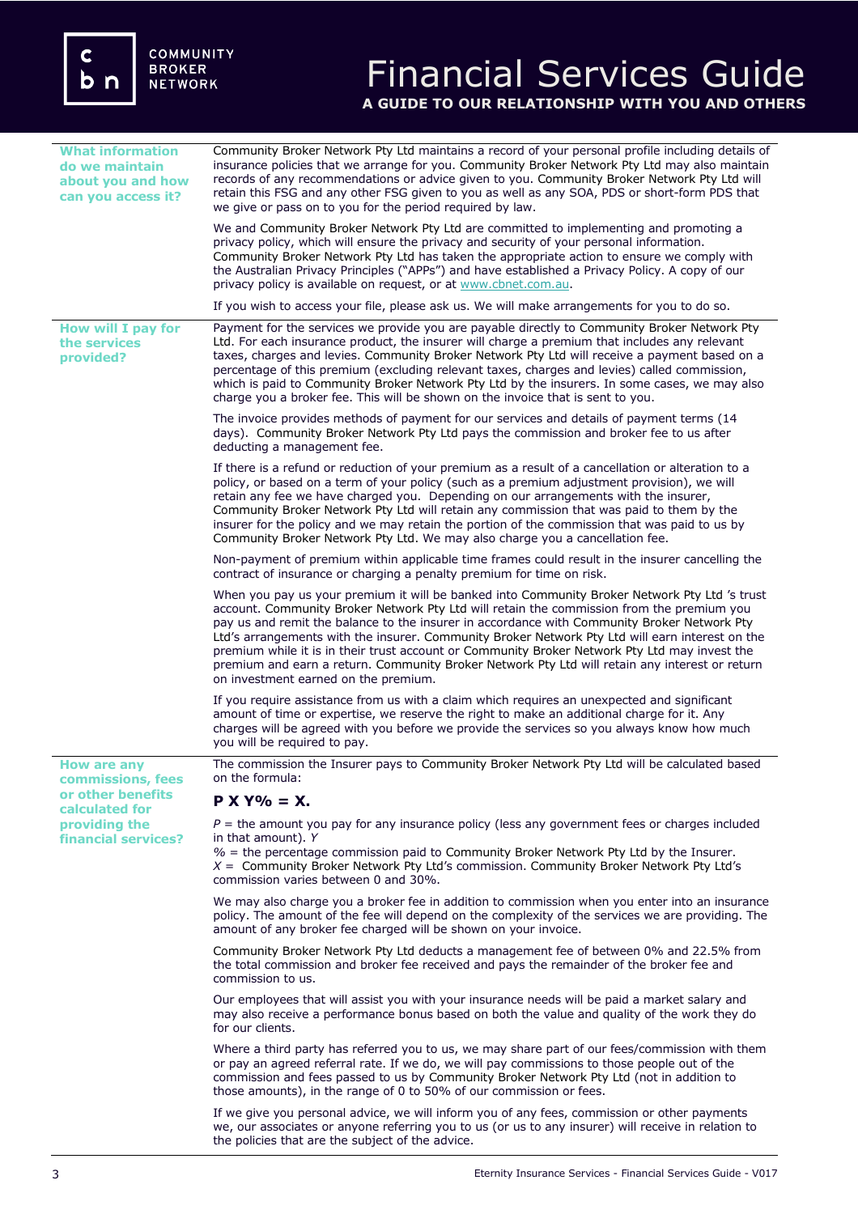# Financial Services Guide

**A GUIDE TO OUR RELATIONSHIP WITH YOU AND OTHERS**

### What information do we maintain about you and how can you access it?

Community Broker Network Pty Ltd maintains a record of your personal profile including details of insurance policies that we arrange for you. Community Broker Network Pty Ltd may also maintain records of any recommendations or advice given to you. Community Broker Network Pty Ltd will retain this FSG and any other FSG given to you as well as any SOA, PDS or short-form PDS that we give or pass on to you for the period required by law.

We and Community Broker Network Pty Ltd are committed to implementing and promoting a privacy policy, which will ensure the privacy and security of your personal information. Community Broker Network Pty Ltd has taken the appropriate action to ensure we comply with the Australian Privacy Principles ("APPs") and have established a Privacy Policy. A copy of our privacy policy is available on request, or at www.cbnet.com.au.

If you wish to access your file, please ask us. We will make arrangements for you to do so.

### How will I pay for the services provided?

Payment for the services we provide you are payable directly to Community Broker Network Pty Ltd. For each insurance product, the insurer will charge a premium that includes any relevant taxes, charges and levies. Community Broker Network Pty Ltd will receive a payment based on a percentage of this premium (excluding relevant taxes, charges and levies) called commission, which is paid to Community Broker Network Pty Ltd by the insurers. In some cases, we may also charge you a broker fee. This will be shown on the invoice that is sent to you.

The invoice provides methods of payment for our services and details of payment terms (14 days). Community Broker Network Pty Ltd pays the commission and broker fee to us after deducting a management fee.

If there is a refund or reduction of your premium as a result of a cancellation or alteration to a policy, or based on a term of your policy (such as a premium adjustment provision), we will retain any fee we have charged you. Depending on our arrangements with the insurer, Community Broker Network Pty Ltd will retain any commission that was paid to them by the insurer for the policy and we may retain the portion of the commission that was paid to us by Community Broker Network Pty Ltd. We may also charge you a cancellation fee.

Non-payment of premium within applicable time frames could result in the insurer cancelling the contract of insurance or charging a penalty premium for time on risk.

When you pay us your premium it will be banked into Community Broker Network Pty Ltd 's trust account. Community Broker Network Pty Ltd will retain the commission from the premium you pay us and remit the balance to the insurer in accordance with Community Broker Network Pty Ltd's arrangements with the insurer. Community Broker Network Pty Ltd will earn interest on the premium while it is in their trust account or Community Broker Network Pty Ltd may invest the premium and earn a return. Community Broker Network Pty Ltd will retain any interest or return on investment earned on the premium.

If you require assistance from us with a claim which requires an unexpected and significant amount of time or expertise, we reserve the right to make an additional charge for it. Any charges will be agreed with you before we provide the services so you always know how much you will be required to pay.

### How are any commissions, fees or other benefits calculated for providing the financial services?

The commission the Insurer pays to Community Broker Network Pty Ltd will be calculated based on the formula:

**P X Y% = X.**

*P* = the amount you pay for any insurance policy (less any government fees or charges included in that amount). *Y*
% = the percentage commission paid to Community Broker Network Pty Ltd by the Insurer.
*X* = Community Broker Network Pty Ltd's commission. Community Broker Network Pty Ltd's commission varies between 0 and 30%.

We may also charge you a broker fee in addition to commission when you enter into an insurance policy. The amount of the fee will depend on the complexity of the services we are providing. The amount of any broker fee charged will be shown on your invoice.

Community Broker Network Pty Ltd deducts a management fee of between 0% and 22.5% from the total commission and broker fee received and pays the remainder of the broker fee and commission to us.

Our employees that will assist you with your insurance needs will be paid a market salary and may also receive a performance bonus based on both the value and quality of the work they do for our clients.

Where a third party has referred you to us, we may share part of our fees/commission with them or pay an agreed referral rate. If we do, we will pay commissions to those people out of the commission and fees passed to us by Community Broker Network Pty Ltd (not in addition to those amounts), in the range of 0 to 50% of our commission or fees.

If we give you personal advice, we will inform you of any fees, commission or other payments we, our associates or anyone referring you to us (or us to any insurer) will receive in relation to the policies that are the subject of the advice.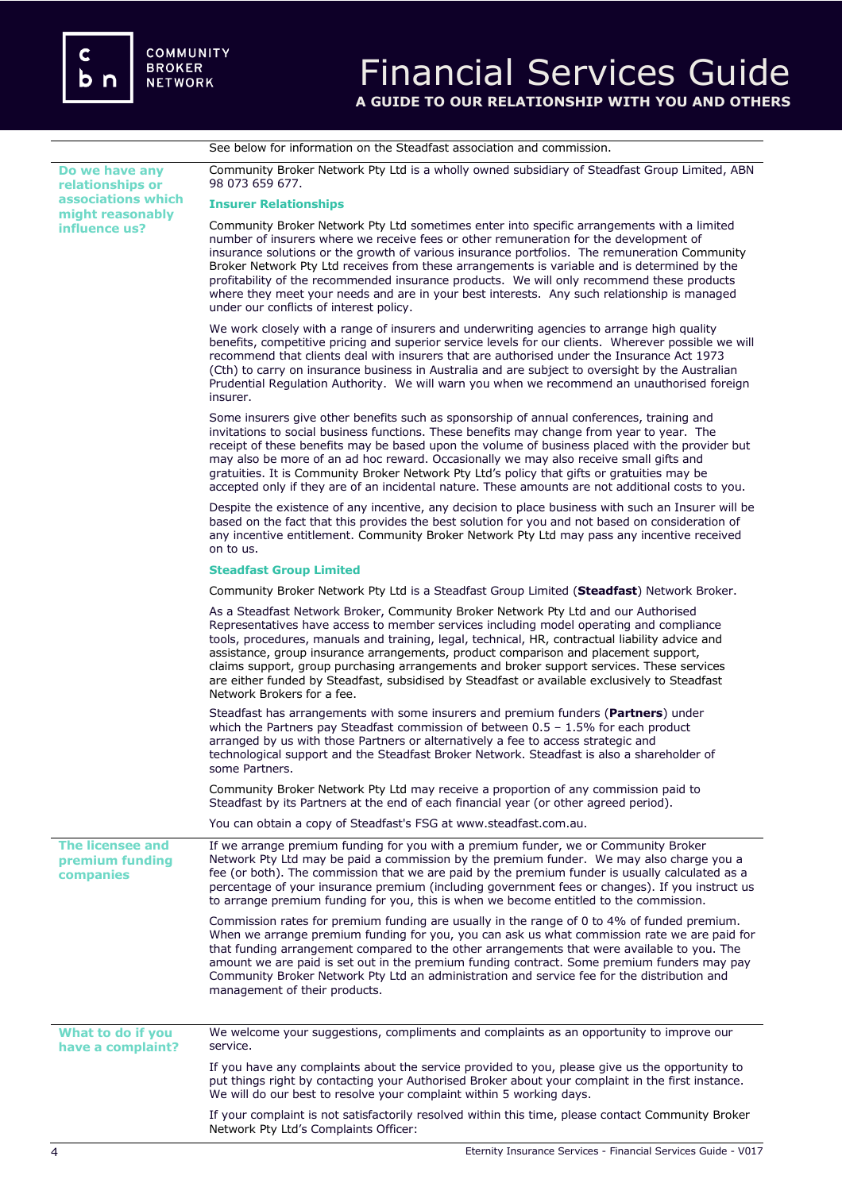See below for information on the Steadfast association and commission.

## Do we have any relationships or associations which might reasonably influence us?

Community Broker Network Pty Ltd is a wholly owned subsidiary of Steadfast Group Limited, ABN 98 073 659 677.

### Insurer Relationships

Community Broker Network Pty Ltd sometimes enter into specific arrangements with a limited number of insurers where we receive fees or other remuneration for the development of insurance solutions or the growth of various insurance portfolios. The remuneration Community Broker Network Pty Ltd receives from these arrangements is variable and is determined by the profitability of the recommended insurance products. We will only recommend these products where they meet your needs and are in your best interests. Any such relationship is managed under our conflicts of interest policy.

We work closely with a range of insurers and underwriting agencies to arrange high quality benefits, competitive pricing and superior service levels for our clients. Wherever possible we will recommend that clients deal with insurers that are authorised under the Insurance Act 1973 (Cth) to carry on insurance business in Australia and are subject to oversight by the Australian Prudential Regulation Authority. We will warn you when we recommend an unauthorised foreign insurer.

Some insurers give other benefits such as sponsorship of annual conferences, training and invitations to social business functions. These benefits may change from year to year. The receipt of these benefits may be based upon the volume of business placed with the provider but may also be more of an ad hoc reward. Occasionally we may also receive small gifts and gratuities. It is Community Broker Network Pty Ltd's policy that gifts or gratuities may be accepted only if they are of an incidental nature. These amounts are not additional costs to you.

Despite the existence of any incentive, any decision to place business with such an Insurer will be based on the fact that this provides the best solution for you and not based on consideration of any incentive entitlement. Community Broker Network Pty Ltd may pass any incentive received on to us.

### Steadfast Group Limited

Community Broker Network Pty Ltd is a Steadfast Group Limited (**Steadfast**) Network Broker.

As a Steadfast Network Broker, Community Broker Network Pty Ltd and our Authorised Representatives have access to member services including model operating and compliance tools, procedures, manuals and training, legal, technical, HR, contractual liability advice and assistance, group insurance arrangements, product comparison and placement support, claims support, group purchasing arrangements and broker support services. These services are either funded by Steadfast, subsidised by Steadfast or available exclusively to Steadfast Network Brokers for a fee.

Steadfast has arrangements with some insurers and premium funders (**Partners**) under which the Partners pay Steadfast commission of between 0.5 – 1.5% for each product arranged by us with those Partners or alternatively a fee to access strategic and technological support and the Steadfast Broker Network. Steadfast is also a shareholder of some Partners.

Community Broker Network Pty Ltd may receive a proportion of any commission paid to Steadfast by its Partners at the end of each financial year (or other agreed period).

You can obtain a copy of Steadfast's FSG at www.steadfast.com.au.

## The licensee and premium funding companies

If we arrange premium funding for you with a premium funder, we or Community Broker Network Pty Ltd may be paid a commission by the premium funder. We may also charge you a fee (or both). The commission that we are paid by the premium funder is usually calculated as a percentage of your insurance premium (including government fees or changes). If you instruct us to arrange premium funding for you, this is when we become entitled to the commission.

Commission rates for premium funding are usually in the range of 0 to 4% of funded premium. When we arrange premium funding for you, you can ask us what commission rate we are paid for that funding arrangement compared to the other arrangements that were available to you. The amount we are paid is set out in the premium funding contract. Some premium funders may pay Community Broker Network Pty Ltd an administration and service fee for the distribution and management of their products.

## What to do if you have a complaint?

We welcome your suggestions, compliments and complaints as an opportunity to improve our service.

If you have any complaints about the service provided to you, please give us the opportunity to put things right by contacting your Authorised Broker about your complaint in the first instance. We will do our best to resolve your complaint within 5 working days.

If your complaint is not satisfactorily resolved within this time, please contact Community Broker Network Pty Ltd's Complaints Officer: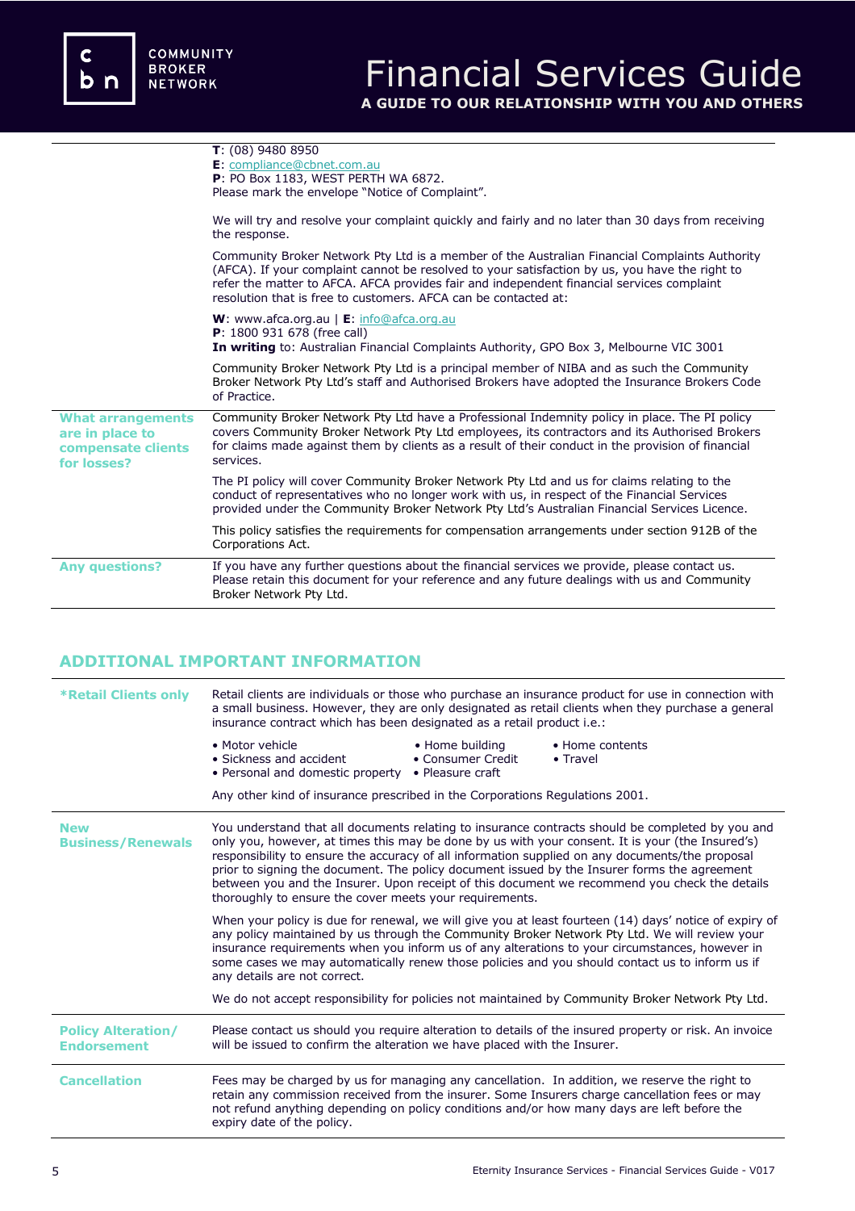| | |
|---|---|
| | **T**: (08) 9480 8950<br>**E**: compliance@cbnet.com.au<br>**P**: PO Box 1183, WEST PERTH WA 6872.<br>Please mark the envelope "Notice of Complaint".<br><br>We will try and resolve your complaint quickly and fairly and no later than 30 days from receiving the response.<br><br>Community Broker Network Pty Ltd is a member of the Australian Financial Complaints Authority (AFCA). If your complaint cannot be resolved to your satisfaction by us, you have the right to refer the matter to AFCA. AFCA provides fair and independent financial services complaint resolution that is free to customers. AFCA can be contacted at:<br><br>**W**: www.afca.org.au \| **E**: info@afca.org.au<br>**P**: 1800 931 678 (free call)<br>**In writing** to: Australian Financial Complaints Authority, GPO Box 3, Melbourne VIC 3001<br><br>Community Broker Network Pty Ltd is a principal member of NIBA and as such the Community Broker Network Pty Ltd's staff and Authorised Brokers have adopted the Insurance Brokers Code of Practice. |
| **What arrangements are in place to compensate clients for losses?** | Community Broker Network Pty Ltd have a Professional Indemnity policy in place. The PI policy covers Community Broker Network Pty Ltd employees, its contractors and its Authorised Brokers for claims made against them by clients as a result of their conduct in the provision of financial services.<br><br>The PI policy will cover Community Broker Network Pty Ltd and us for claims relating to the conduct of representatives who no longer work with us, in respect of the Financial Services provided under the Community Broker Network Pty Ltd's Australian Financial Services Licence.<br><br>This policy satisfies the requirements for compensation arrangements under section 912B of the Corporations Act. |
| **Any questions?** | If you have any further questions about the financial services we provide, please contact us. Please retain this document for your reference and any future dealings with us and Community Broker Network Pty Ltd. |

## ADDITIONAL IMPORTANT INFORMATION

| | |
|---|---|
| ***Retail Clients only** | Retail clients are individuals or those who purchase an insurance product for use in connection with a small business. However, they are only designated as retail clients when they purchase a general insurance contract which has been designated as a retail product i.e.:<br><br>• Motor vehicle<br>• Sickness and accident<br>• Personal and domestic property<br>• Home building<br>• Consumer Credit<br>• Pleasure craft<br>• Home contents<br>• Travel<br><br>Any other kind of insurance prescribed in the Corporations Regulations 2001. |
| **New Business/Renewals** | You understand that all documents relating to insurance contracts should be completed by you and only you, however, at times this may be done by us with your consent. It is your (the Insured's) responsibility to ensure the accuracy of all information supplied on any documents/the proposal prior to signing the document. The policy document issued by the Insurer forms the agreement between you and the Insurer. Upon receipt of this document we recommend you check the details thoroughly to ensure the cover meets your requirements.<br><br>When your policy is due for renewal, we will give you at least fourteen (14) days' notice of expiry of any policy maintained by us through the Community Broker Network Pty Ltd. We will review your insurance requirements when you inform us of any alterations to your circumstances, however in some cases we may automatically renew those policies and you should contact us to inform us if any details are not correct.<br><br>We do not accept responsibility for policies not maintained by Community Broker Network Pty Ltd. |
| **Policy Alteration/ Endorsement** | Please contact us should you require alteration to details of the insured property or risk. An invoice will be issued to confirm the alteration we have placed with the Insurer. |
| **Cancellation** | Fees may be charged by us for managing any cancellation. In addition, we reserve the right to retain any commission received from the insurer. Some Insurers charge cancellation fees or may not refund anything depending on policy conditions and/or how many days are left before the expiry date of the policy. |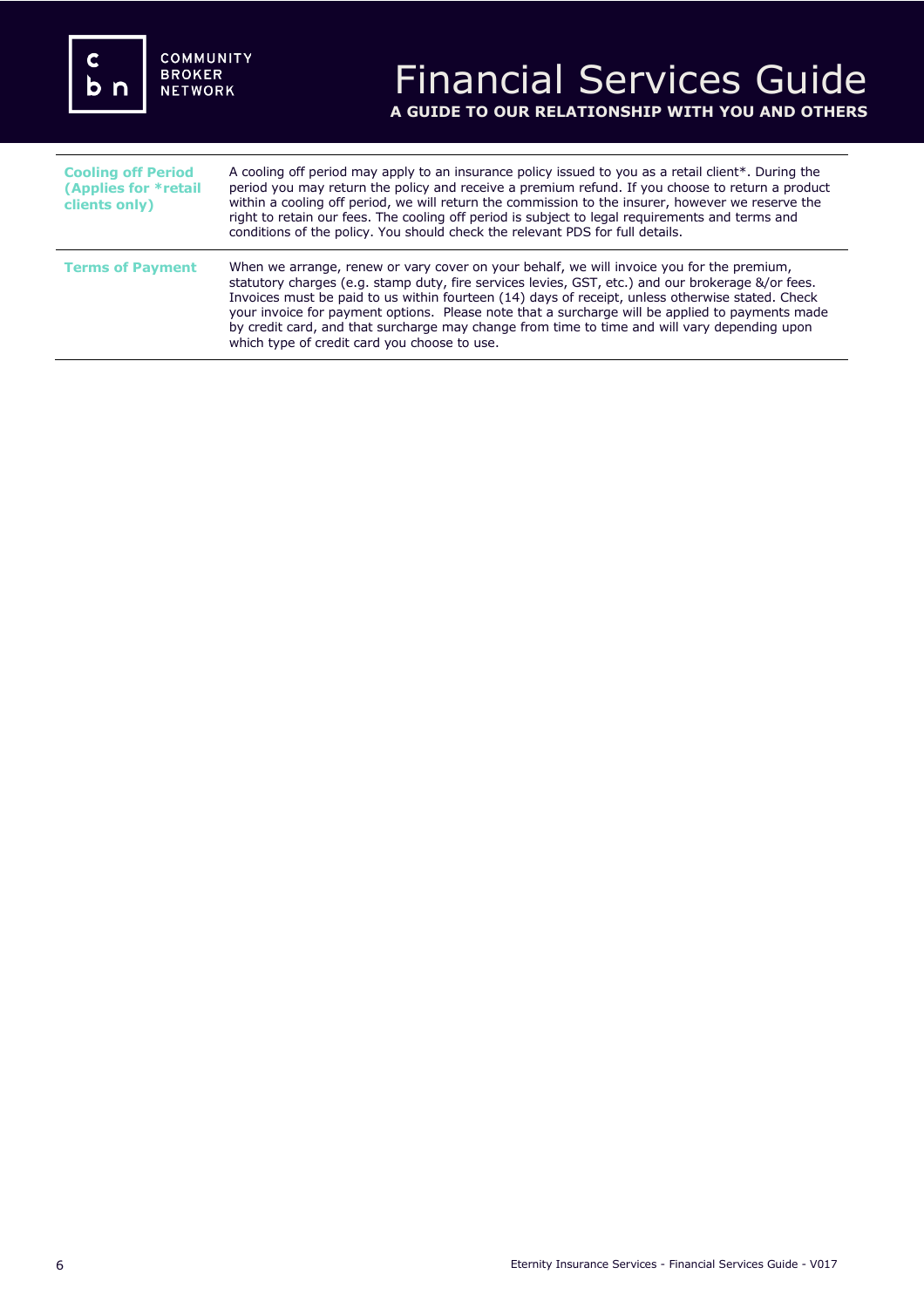| | |
|---|---|
| **Cooling off Period (Applies for *retail clients only)** | A cooling off period may apply to an insurance policy issued to you as a retail client*. During the period you may return the policy and receive a premium refund. If you choose to return a product within a cooling off period, we will return the commission to the insurer, however we reserve the right to retain our fees. The cooling off period is subject to legal requirements and terms and conditions of the policy. You should check the relevant PDS for full details. |
| **Terms of Payment** | When we arrange, renew or vary cover on your behalf, we will invoice you for the premium, statutory charges (e.g. stamp duty, fire services levies, GST, etc.) and our brokerage &/or fees. Invoices must be paid to us within fourteen (14) days of receipt, unless otherwise stated. Check your invoice for payment options. Please note that a surcharge will be applied to payments made by credit card, and that surcharge may change from time to time and will vary depending upon which type of credit card you choose to use. |